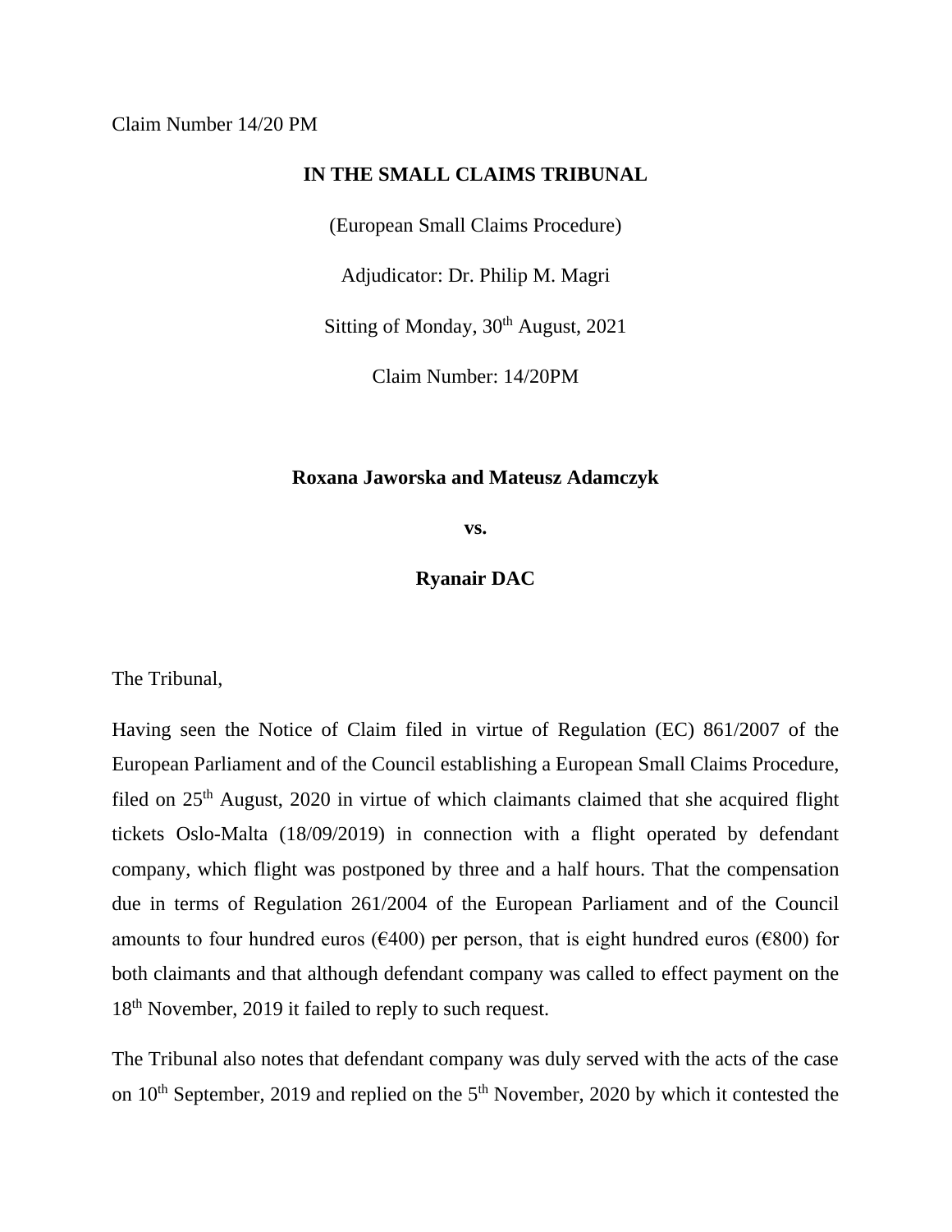Claim Number 14/20 PM

**IN THE SMALL CLAIMS TRIBUNAL**

(European Small Claims Procedure)

Adjudicator: Dr. Philip M. Magri

Sitting of Monday, 30th August, 2021

Claim Number: 14/20PM

**Roxana Jaworska and Mateusz Adamczyk**

**vs.**

**Ryanair DAC**

The Tribunal,

Having seen the Notice of Claim filed in virtue of Regulation (EC) 861/2007 of the European Parliament and of the Council establishing a European Small Claims Procedure, filed on 25th August, 2020 in virtue of which claimants claimed that she acquired flight tickets Oslo-Malta (18/09/2019) in connection with a flight operated by defendant company, which flight was postponed by three and a half hours. That the compensation due in terms of Regulation 261/2004 of the European Parliament and of the Council amounts to four hundred euros (€400) per person, that is eight hundred euros (€800) for both claimants and that although defendant company was called to effect payment on the 18th November, 2019 it failed to reply to such request.

The Tribunal also notes that defendant company was duly served with the acts of the case on 10th September, 2019 and replied on the 5th November, 2020 by which it contested the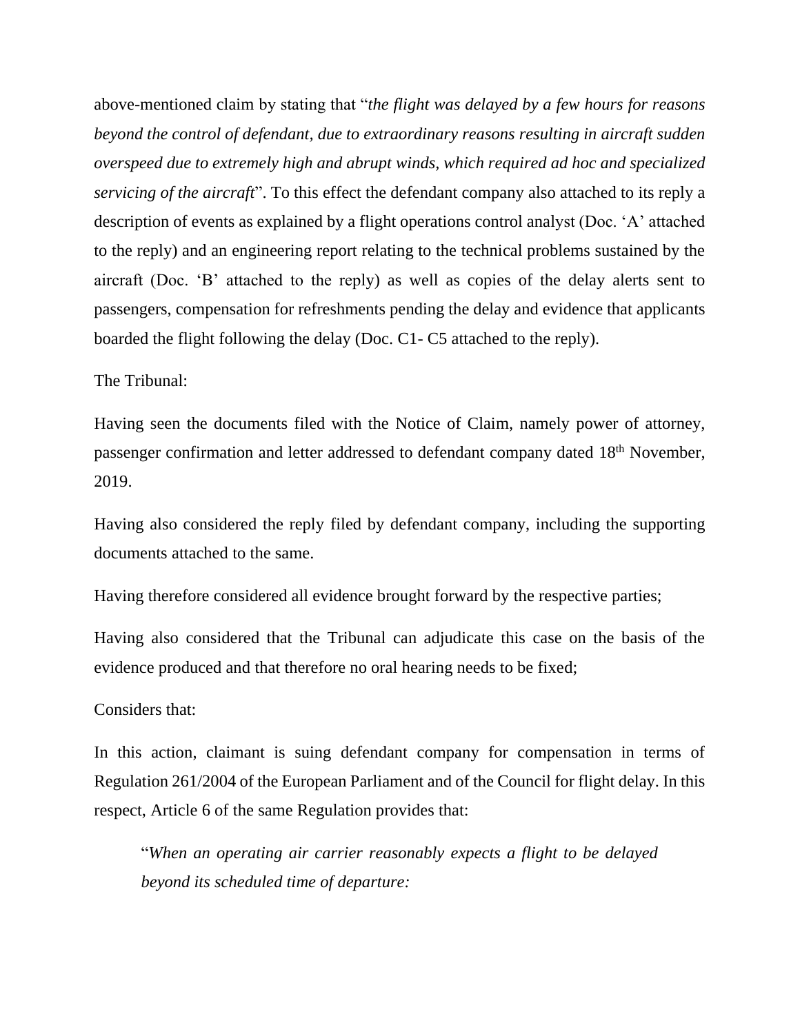above-mentioned claim by stating that "*the flight was delayed by a few hours for reasons beyond the control of defendant, due to extraordinary reasons resulting in aircraft sudden overspeed due to extremely high and abrupt winds, which required ad hoc and specialized servicing of the aircraft*". To this effect the defendant company also attached to its reply a description of events as explained by a flight operations control analyst (Doc. 'A' attached to the reply) and an engineering report relating to the technical problems sustained by the aircraft (Doc. 'B' attached to the reply) as well as copies of the delay alerts sent to passengers, compensation for refreshments pending the delay and evidence that applicants boarded the flight following the delay (Doc. C1- C5 attached to the reply).

The Tribunal:

Having seen the documents filed with the Notice of Claim, namely power of attorney, passenger confirmation and letter addressed to defendant company dated 18th November, 2019.

Having also considered the reply filed by defendant company, including the supporting documents attached to the same.

Having therefore considered all evidence brought forward by the respective parties;

Having also considered that the Tribunal can adjudicate this case on the basis of the evidence produced and that therefore no oral hearing needs to be fixed;

Considers that:

In this action, claimant is suing defendant company for compensation in terms of Regulation 261/2004 of the European Parliament and of the Council for flight delay. In this respect, Article 6 of the same Regulation provides that:

> "*When an operating air carrier reasonably expects a flight to be delayed beyond its scheduled time of departure:*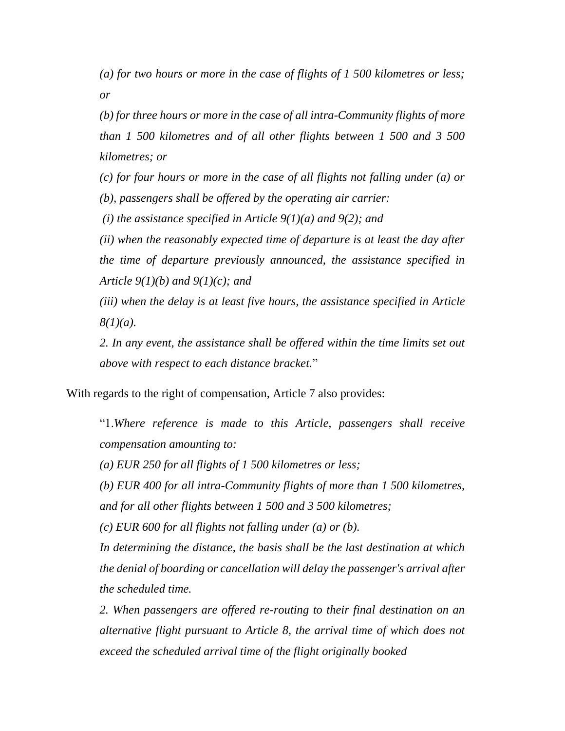> *(a) for two hours or more in the case of flights of 1 500 kilometres or less; or*
>
> *(b) for three hours or more in the case of all intra-Community flights of more than 1 500 kilometres and of all other flights between 1 500 and 3 500 kilometres; or*
>
> *(c) for four hours or more in the case of all flights not falling under (a) or (b), passengers shall be offered by the operating air carrier:*
>
> *(i) the assistance specified in Article 9(1)(a) and 9(2); and*
>
> *(ii) when the reasonably expected time of departure is at least the day after the time of departure previously announced, the assistance specified in Article 9(1)(b) and 9(1)(c); and*
>
> *(iii) when the delay is at least five hours, the assistance specified in Article 8(1)(a).*
>
> *2. In any event, the assistance shall be offered within the time limits set out above with respect to each distance bracket.*"

With regards to the right of compensation, Article 7 also provides:

> "1.*Where reference is made to this Article, passengers shall receive compensation amounting to:*
>
> *(a) EUR 250 for all flights of 1 500 kilometres or less;*
>
> *(b) EUR 400 for all intra-Community flights of more than 1 500 kilometres, and for all other flights between 1 500 and 3 500 kilometres;*
>
> *(c) EUR 600 for all flights not falling under (a) or (b).*
>
> *In determining the distance, the basis shall be the last destination at which the denial of boarding or cancellation will delay the passenger's arrival after the scheduled time.*
>
> *2. When passengers are offered re-routing to their final destination on an alternative flight pursuant to Article 8, the arrival time of which does not exceed the scheduled arrival time of the flight originally booked*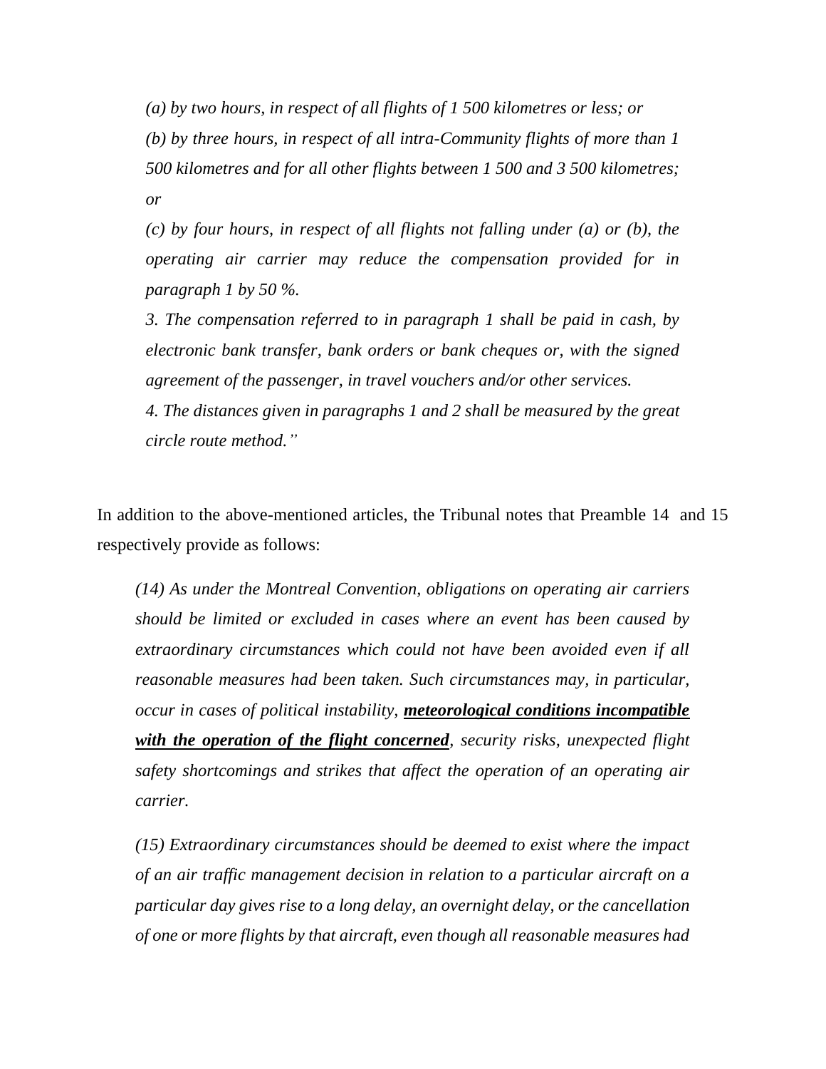*(a) by two hours, in respect of all flights of 1 500 kilometres or less; or*

*(b) by three hours, in respect of all intra-Community flights of more than 1 500 kilometres and for all other flights between 1 500 and 3 500 kilometres; or*

*(c) by four hours, in respect of all flights not falling under (a) or (b), the operating air carrier may reduce the compensation provided for in paragraph 1 by 50 %.*

*3. The compensation referred to in paragraph 1 shall be paid in cash, by electronic bank transfer, bank orders or bank cheques or, with the signed agreement of the passenger, in travel vouchers and/or other services.*

*4. The distances given in paragraphs 1 and 2 shall be measured by the great circle route method."*

In addition to the above-mentioned articles, the Tribunal notes that Preamble 14 and 15 respectively provide as follows:

> *(14) As under the Montreal Convention, obligations on operating air carriers should be limited or excluded in cases where an event has been caused by extraordinary circumstances which could not have been avoided even if all reasonable measures had been taken. Such circumstances may, in particular, occur in cases of political instability, **meteorological conditions incompatible with the operation of the flight concerned**, security risks, unexpected flight safety shortcomings and strikes that affect the operation of an operating air carrier.*
>
> *(15) Extraordinary circumstances should be deemed to exist where the impact of an air traffic management decision in relation to a particular aircraft on a particular day gives rise to a long delay, an overnight delay, or the cancellation of one or more flights by that aircraft, even though all reasonable measures had*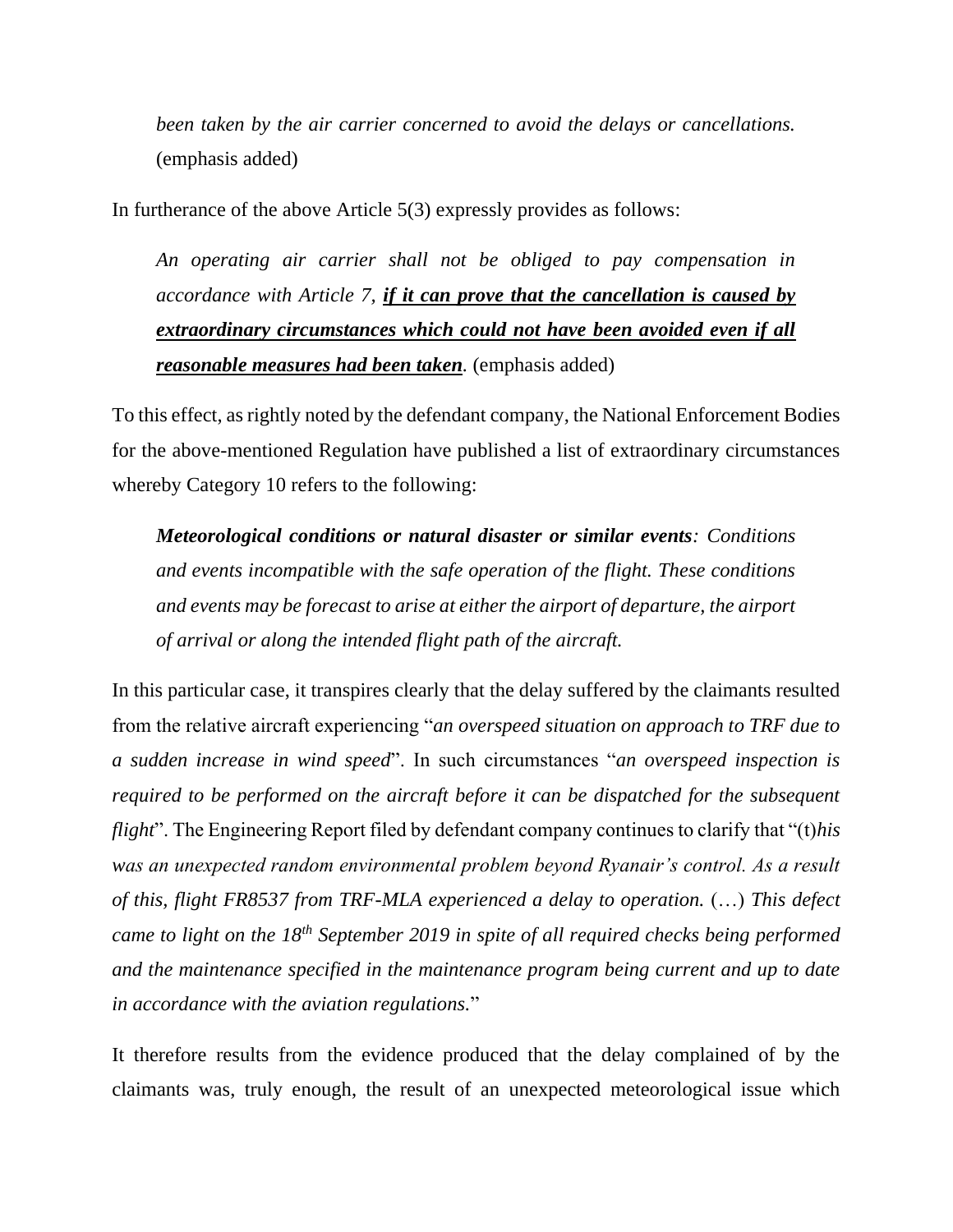*been taken by the air carrier concerned to avoid the delays or cancellations.* (emphasis added)

In furtherance of the above Article 5(3) expressly provides as follows:

> *An operating air carrier shall not be obliged to pay compensation in accordance with Article 7, **if it can prove that the cancellation is caused by extraordinary circumstances which could not have been avoided even if all reasonable measures had been taken**.* (emphasis added)

To this effect, as rightly noted by the defendant company, the National Enforcement Bodies for the above-mentioned Regulation have published a list of extraordinary circumstances whereby Category 10 refers to the following:

> ***Meteorological conditions or natural disaster or similar events**: Conditions and events incompatible with the safe operation of the flight. These conditions and events may be forecast to arise at either the airport of departure, the airport of arrival or along the intended flight path of the aircraft.*

In this particular case, it transpires clearly that the delay suffered by the claimants resulted from the relative aircraft experiencing "*an overspeed situation on approach to TRF due to a sudden increase in wind speed*". In such circumstances "*an overspeed inspection is required to be performed on the aircraft before it can be dispatched for the subsequent flight*". The Engineering Report filed by defendant company continues to clarify that "(t)*his was an unexpected random environmental problem beyond Ryanair's control. As a result of this, flight FR8537 from TRF-MLA experienced a delay to operation.* (…) *This defect came to light on the 18th September 2019 in spite of all required checks being performed and the maintenance specified in the maintenance program being current and up to date in accordance with the aviation regulations.*"

It therefore results from the evidence produced that the delay complained of by the claimants was, truly enough, the result of an unexpected meteorological issue which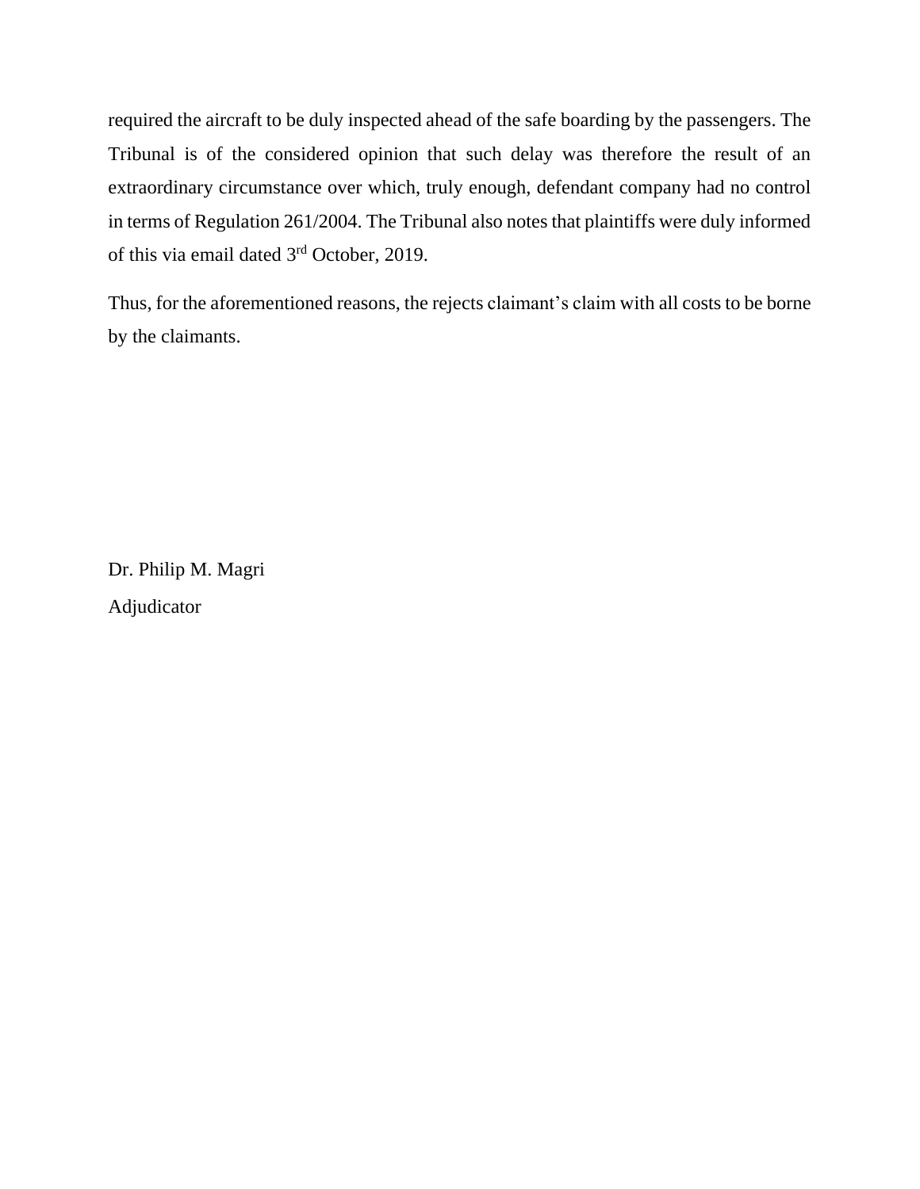required the aircraft to be duly inspected ahead of the safe boarding by the passengers. The Tribunal is of the considered opinion that such delay was therefore the result of an extraordinary circumstance over which, truly enough, defendant company had no control in terms of Regulation 261/2004. The Tribunal also notes that plaintiffs were duly informed of this via email dated 3rd October, 2019.

Thus, for the aforementioned reasons, the rejects claimant's claim with all costs to be borne by the claimants.

Dr. Philip M. Magri

Adjudicator